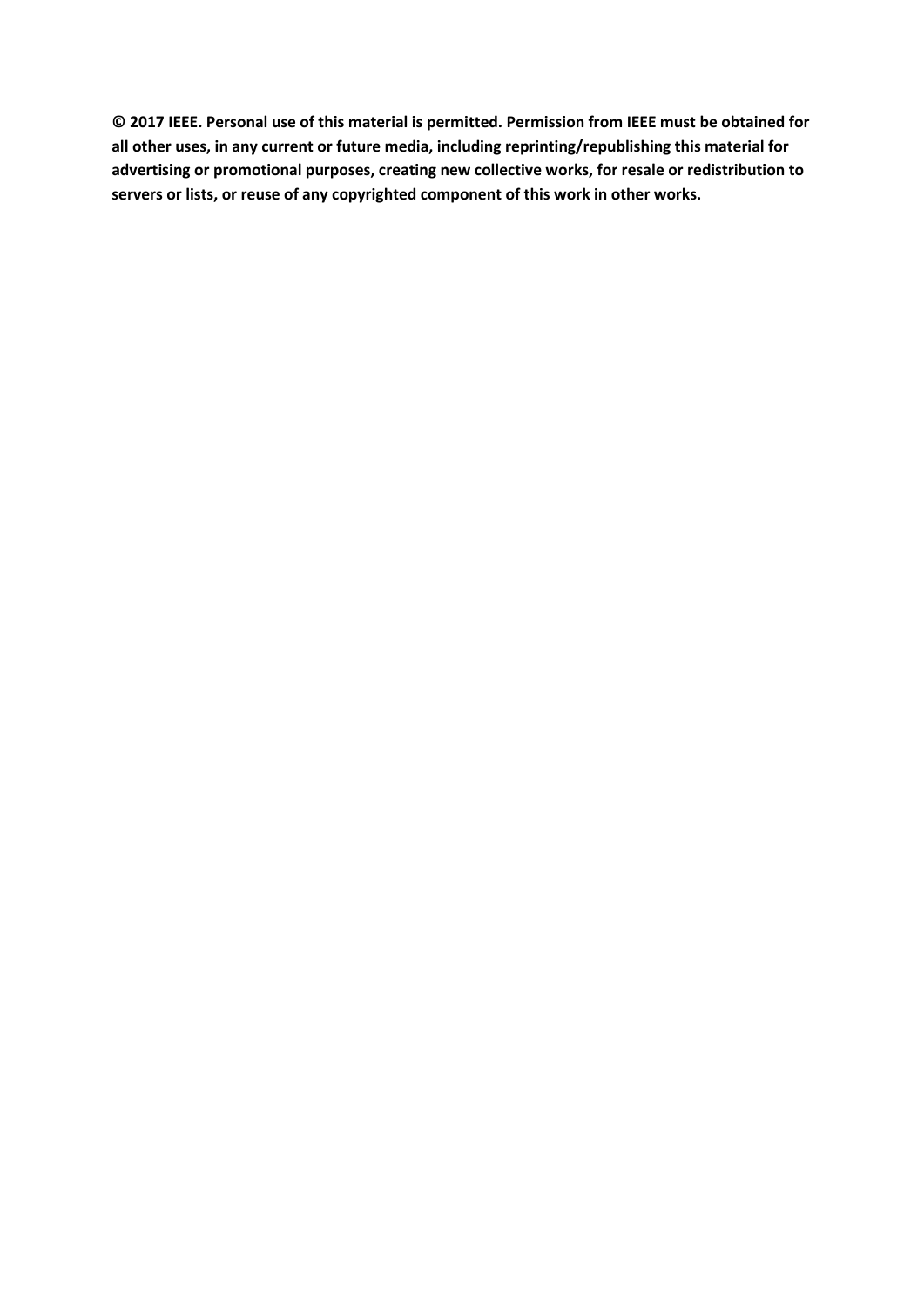**© 2017 IEEE. Personal use of this material is permitted. Permission from IEEE must be obtained for all other uses, in any current or future media, including reprinting/republishing this material for advertising or promotional purposes, creating new collective works, for resale or redistribution to servers or lists, or reuse of any copyrighted component of this work in other works.**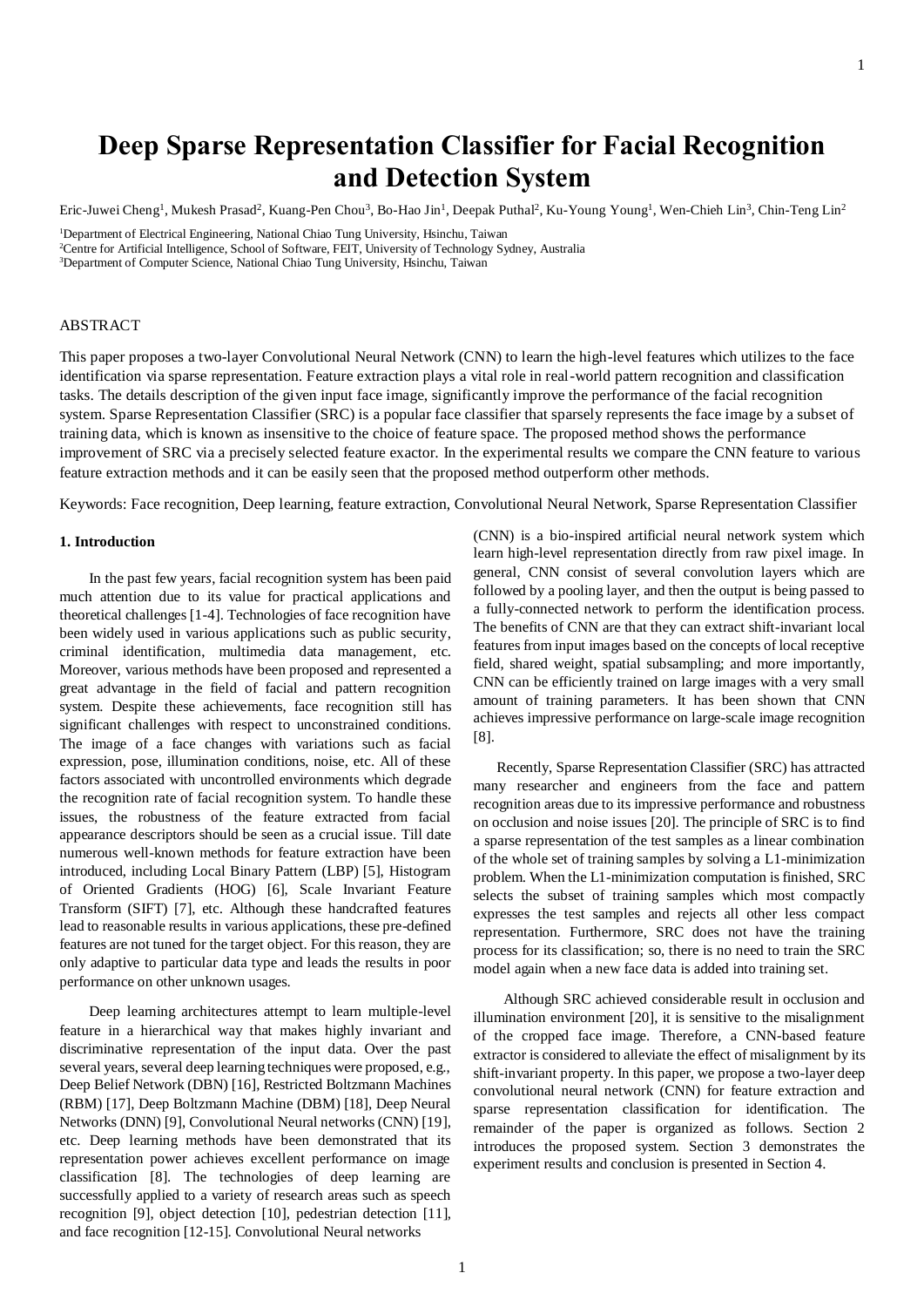# Deep Sparse Representation Classifier for Facial Recognition and Detection System

Eric-Juwei Cheng[1], Mukesh Prasad[2], Kuang-Pen Chou[3], Bo-Hao Jin[1], Deepak Puthal[2], Ku-Young Young[1], Wen-Chieh Lin[3], Chin-Teng Lin[2]

[1]Department of Electrical Engineering, National Chiao Tung University, Hsinchu, Taiwan
[2]Centre for Artificial Intelligence, School of Software, FEIT, University of Technology Sydney, Australia
[3]Department of Computer Science, National Chiao Tung University, Hsinchu, Taiwan

ABSTRACT

This paper proposes a two-layer Convolutional Neural Network (CNN) to learn the high-level features which utilizes to the face identification via sparse representation. Feature extraction plays a vital role in real-world pattern recognition and classification tasks. The details description of the given input face image, significantly improve the performance of the facial recognition system. Sparse Representation Classifier (SRC) is a popular face classifier that sparsely represents the face image by a subset of training data, which is known as insensitive to the choice of feature space. The proposed method shows the performance improvement of SRC via a precisely selected feature exactor. In the experimental results we compare the CNN feature to various feature extraction methods and it can be easily seen that the proposed method outperform other methods.

Keywords: Face recognition, Deep learning, feature extraction, Convolutional Neural Network, Sparse Representation Classifier

## 1. Introduction

In the past few years, facial recognition system has been paid much attention due to its value for practical applications and theoretical challenges [1-4]. Technologies of face recognition have been widely used in various applications such as public security, criminal identification, multimedia data management, etc. Moreover, various methods have been proposed and represented a great advantage in the field of facial and pattern recognition system. Despite these achievements, face recognition still has significant challenges with respect to unconstrained conditions. The image of a face changes with variations such as facial expression, pose, illumination conditions, noise, etc. All of these factors associated with uncontrolled environments which degrade the recognition rate of facial recognition system. To handle these issues, the robustness of the feature extracted from facial appearance descriptors should be seen as a crucial issue. Till date numerous well-known methods for feature extraction have been introduced, including Local Binary Pattern (LBP) [5], Histogram of Oriented Gradients (HOG) [6], Scale Invariant Feature Transform (SIFT) [7], etc. Although these handcrafted features lead to reasonable results in various applications, these pre-defined features are not tuned for the target object. For this reason, they are only adaptive to particular data type and leads the results in poor performance on other unknown usages.

Deep learning architectures attempt to learn multiple-level feature in a hierarchical way that makes highly invariant and discriminative representation of the input data. Over the past several years, several deep learning techniques were proposed, e.g., Deep Belief Network (DBN) [16], Restricted Boltzmann Machines (RBM) [17], Deep Boltzmann Machine (DBM) [18], Deep Neural Networks (DNN) [9], Convolutional Neural networks (CNN) [19], etc. Deep learning methods have been demonstrated that its representation power achieves excellent performance on image classification [8]. The technologies of deep learning are successfully applied to a variety of research areas such as speech recognition [9], object detection [10], pedestrian detection [11], and face recognition [12-15]. Convolutional Neural networks (CNN) is a bio-inspired artificial neural network system which learn high-level representation directly from raw pixel image. In general, CNN consist of several convolution layers which are followed by a pooling layer, and then the output is being passed to a fully-connected network to perform the identification process. The benefits of CNN are that they can extract shift-invariant local features from input images based on the concepts of local receptive field, shared weight, spatial subsampling; and more importantly, CNN can be efficiently trained on large images with a very small amount of training parameters. It has been shown that CNN achieves impressive performance on large-scale image recognition [8].

Recently, Sparse Representation Classifier (SRC) has attracted many researcher and engineers from the face and pattern recognition areas due to its impressive performance and robustness on occlusion and noise issues [20]. The principle of SRC is to find a sparse representation of the test samples as a linear combination of the whole set of training samples by solving a L1-minimization problem. When the L1-minimization computation is finished, SRC selects the subset of training samples which most compactly expresses the test samples and rejects all other less compact representation. Furthermore, SRC does not have the training process for its classification; so, there is no need to train the SRC model again when a new face data is added into training set.

Although SRC achieved considerable result in occlusion and illumination environment [20], it is sensitive to the misalignment of the cropped face image. Therefore, a CNN-based feature extractor is considered to alleviate the effect of misalignment by its shift-invariant property. In this paper, we propose a two-layer deep convolutional neural network (CNN) for feature extraction and sparse representation classification for identification. The remainder of the paper is organized as follows. Section 2 introduces the proposed system. Section 3 demonstrates the experiment results and conclusion is presented in Section 4.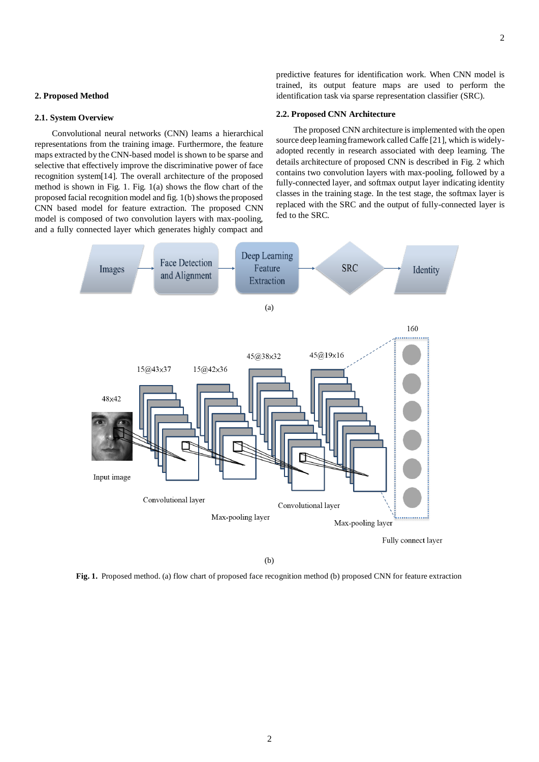## 2. Proposed Method

### 2.1. System Overview

Convolutional neural networks (CNN) learns a hierarchical representations from the training image. Furthermore, the feature maps extracted by the CNN-based model is shown to be sparse and selective that effectively improve the discriminative power of face recognition system[14]. The overall architecture of the proposed method is shown in Fig. 1. Fig. 1(a) shows the flow chart of the proposed facial recognition model and fig. 1(b) shows the proposed CNN based model for feature extraction. The proposed CNN model is composed of two convolution layers with max-pooling, and a fully connected layer which generates highly compact and predictive features for identification work. When CNN model is trained, its output feature maps are used to perform the identification task via sparse representation classifier (SRC).

### 2.2. Proposed CNN Architecture

The proposed CNN architecture is implemented with the open source deep learning framework called Caffe [21], which is widely-adopted recently in research associated with deep learning. The details architecture of proposed CNN is described in Fig. 2 which contains two convolution layers with max-pooling, followed by a fully-connected layer, and softmax output layer indicating identity classes in the training stage. In the test stage, the softmax layer is replaced with the SRC and the output of fully-connected layer is fed to the SRC.

Images → Face Detection and Alignment → Deep Learning Feature Extraction → SRC → Identity

(a)

48x42 Input image → Convolutional layer 15@43x37 → Max-pooling layer 15@42x36 → Convolutional layer 45@38x32 → Max-pooling layer 45@19x16 → Fully connect layer 160

(b)

**Fig. 1.** Proposed method. (a) flow chart of proposed face recognition method (b) proposed CNN for feature extraction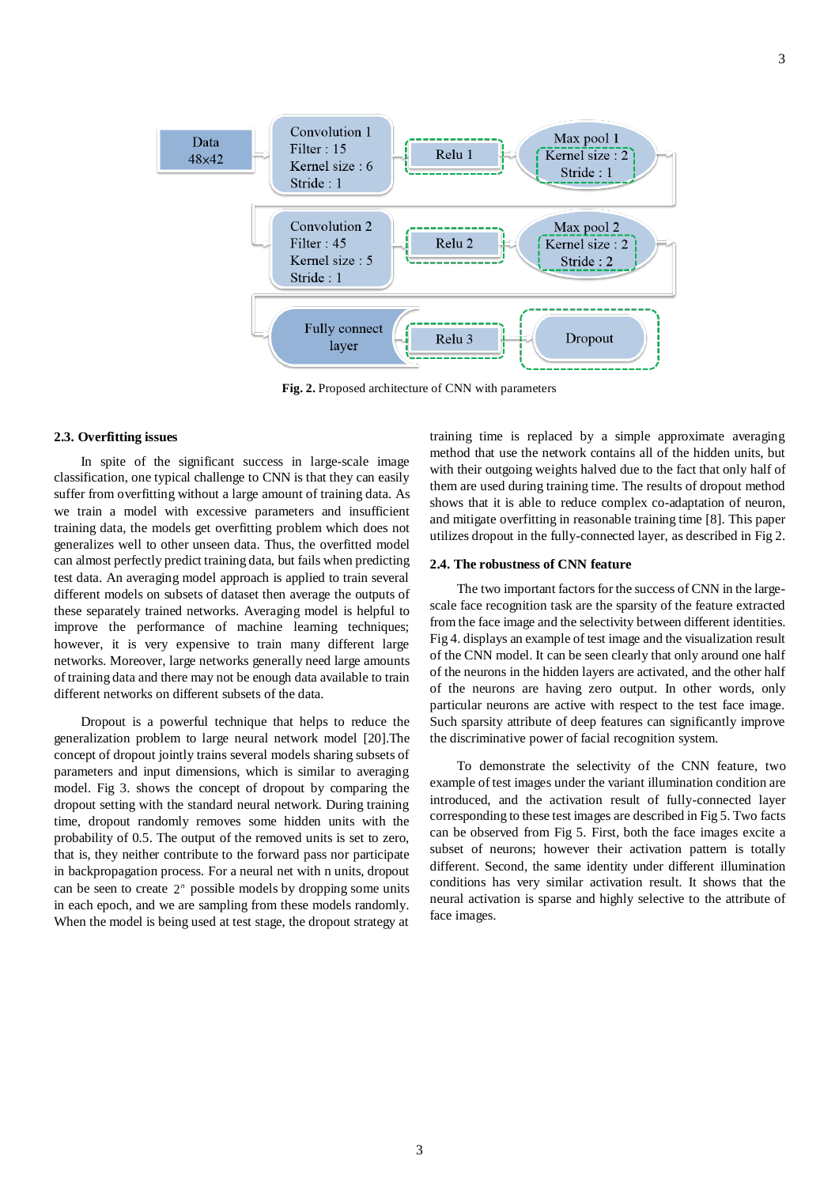Data 48x42 → Convolution 1 (Filter : 15, Kernel size : 6, Stride : 1) → Relu 1 → Max pool 1 (Kernel size : 2, Stride : 1) → Convolution 2 (Filter : 45, Kernel size : 5, Stride : 1) → Relu 2 → Max pool 2 (Kernel size : 2, Stride : 2) → Fully connect layer → Relu 3 → Dropout

**Fig. 2.** Proposed architecture of CNN with parameters

### 2.3. Overfitting issues

In spite of the significant success in large-scale image classification, one typical challenge to CNN is that they can easily suffer from overfitting without a large amount of training data. As we train a model with excessive parameters and insufficient training data, the models get overfitting problem which does not generalizes well to other unseen data. Thus, the overfitted model can almost perfectly predict training data, but fails when predicting test data. An averaging model approach is applied to train several different models on subsets of dataset then average the outputs of these separately trained networks. Averaging model is helpful to improve the performance of machine learning techniques; however, it is very expensive to train many different large networks. Moreover, large networks generally need large amounts of training data and there may not be enough data available to train different networks on different subsets of the data.

Dropout is a powerful technique that helps to reduce the generalization problem to large neural network model [20].The concept of dropout jointly trains several models sharing subsets of parameters and input dimensions, which is similar to averaging model. Fig 3. shows the concept of dropout by comparing the dropout setting with the standard neural network. During training time, dropout randomly removes some hidden units with the probability of 0.5. The output of the removed units is set to zero, that is, they neither contribute to the forward pass nor participate in backpropagation process. For a neural net with n units, dropout can be seen to create $2^n$ possible models by dropping some units in each epoch, and we are sampling from these models randomly. When the model is being used at test stage, the dropout strategy at training time is replaced by a simple approximate averaging method that use the network contains all of the hidden units, but with their outgoing weights halved due to the fact that only half of them are used during training time. The results of dropout method shows that it is able to reduce complex co-adaptation of neuron, and mitigate overfitting in reasonable training time [8]. This paper utilizes dropout in the fully-connected layer, as described in Fig 2.

### 2.4. The robustness of CNN feature

The two important factors for the success of CNN in the large-scale face recognition task are the sparsity of the feature extracted from the face image and the selectivity between different identities. Fig 4. displays an example of test image and the visualization result of the CNN model. It can be seen clearly that only around one half of the neurons in the hidden layers are activated, and the other half of the neurons are having zero output. In other words, only particular neurons are active with respect to the test face image. Such sparsity attribute of deep features can significantly improve the discriminative power of facial recognition system.

To demonstrate the selectivity of the CNN feature, two example of test images under the variant illumination condition are introduced, and the activation result of fully-connected layer corresponding to these test images are described in Fig 5. Two facts can be observed from Fig 5. First, both the face images excite a subset of neurons; however their activation pattern is totally different. Second, the same identity under different illumination conditions has very similar activation result. It shows that the neural activation is sparse and highly selective to the attribute of face images.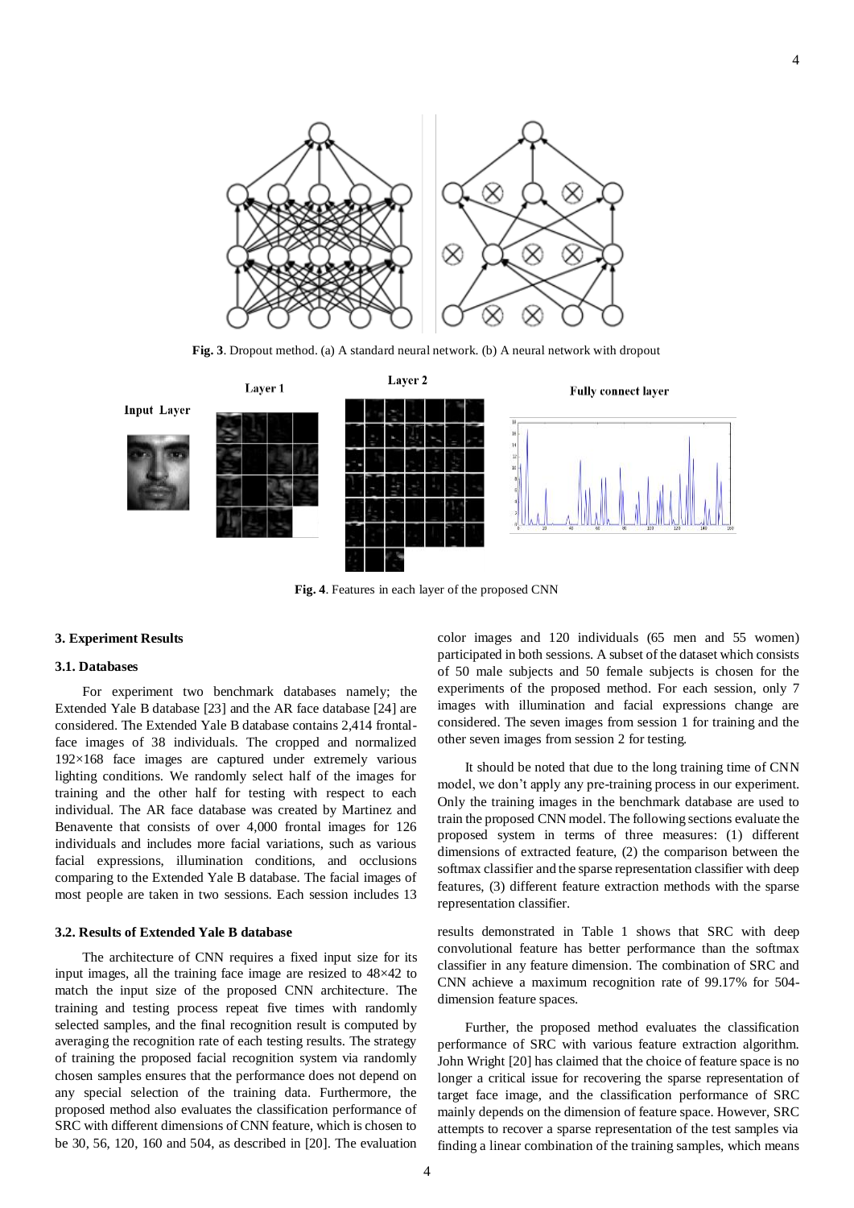Fig. 3. Dropout method. (a) A standard neural network. (b) A neural network with dropout

Fig. 4. Features in each layer of the proposed CNN

### 3. Experiment Results

#### 3.1. Databases

For experiment two benchmark databases namely; the Extended Yale B database [23] and the AR face database [24] are considered. The Extended Yale B database contains 2,414 frontal-face images of 38 individuals. The cropped and normalized 192×168 face images are captured under extremely various lighting conditions. We randomly select half of the images for training and the other half for testing with respect to each individual. The AR face database was created by Martinez and Benavente that consists of over 4,000 frontal images for 126 individuals and includes more facial variations, such as various facial expressions, illumination conditions, and occlusions comparing to the Extended Yale B database. The facial images of most people are taken in two sessions. Each session includes 13 color images and 120 individuals (65 men and 55 women) participated in both sessions. A subset of the dataset which consists of 50 male subjects and 50 female subjects is chosen for the experiments of the proposed method. For each session, only 7 images with illumination and facial expressions change are considered. The seven images from session 1 for training and the other seven images from session 2 for testing.

It should be noted that due to the long training time of CNN model, we don't apply any pre-training process in our experiment. Only the training images in the benchmark database are used to train the proposed CNN model. The following sections evaluate the proposed system in terms of three measures: (1) different dimensions of extracted feature, (2) the comparison between the softmax classifier and the sparse representation classifier with deep features, (3) different feature extraction methods with the sparse representation classifier.

#### 3.2. Results of Extended Yale B database

The architecture of CNN requires a fixed input size for its input images, all the training face image are resized to 48×42 to match the input size of the proposed CNN architecture. The training and testing process repeat five times with randomly selected samples, and the final recognition result is computed by averaging the recognition rate of each testing results. The strategy of training the proposed facial recognition system via randomly chosen samples ensures that the performance does not depend on any special selection of the training data. Furthermore, the proposed method also evaluates the classification performance of SRC with different dimensions of CNN feature, which is chosen to be 30, 56, 120, 160 and 504, as described in [20]. The evaluation results demonstrated in Table 1 shows that SRC with deep convolutional feature has better performance than the softmax classifier in any feature dimension. The combination of SRC and CNN achieve a maximum recognition rate of 99.17% for 504-dimension feature spaces.

Further, the proposed method evaluates the classification performance of SRC with various feature extraction algorithm. John Wright [20] has claimed that the choice of feature space is no longer a critical issue for recovering the sparse representation of target face image, and the classification performance of SRC mainly depends on the dimension of feature space. However, SRC attempts to recover a sparse representation of the test samples via finding a linear combination of the training samples, which means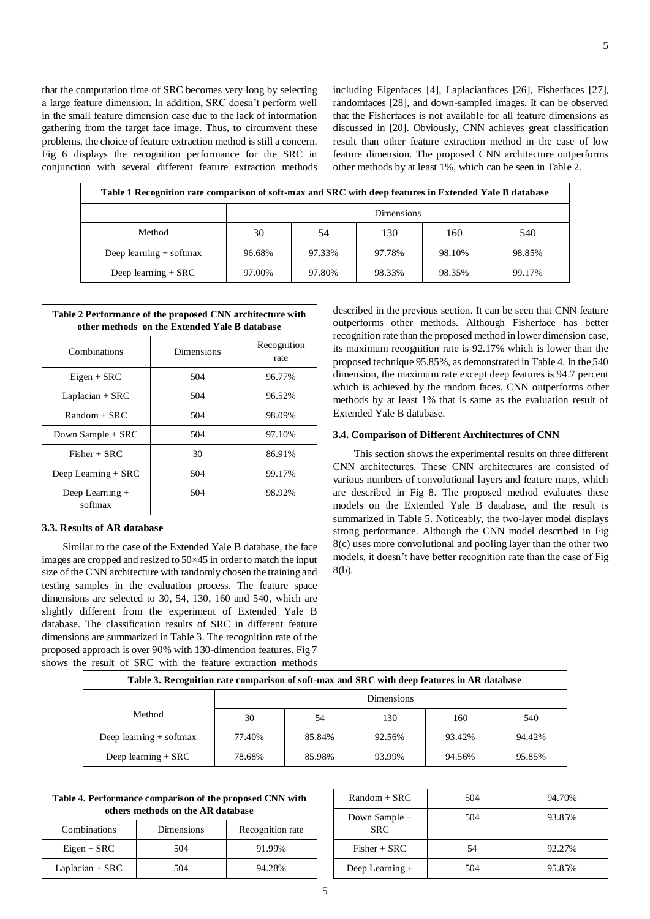that the computation time of SRC becomes very long by selecting a large feature dimension. In addition, SRC doesn't perform well in the small feature dimension case due to the lack of information gathering from the target face image. Thus, to circumvent these problems, the choice of feature extraction method is still a concern. Fig 6 displays the recognition performance for the SRC in conjunction with several different feature extraction methods including Eigenfaces [4], Laplacianfaces [26], Fisherfaces [27], randomfaces [28], and down-sampled images. It can be observed that the Fisherfaces is not available for all feature dimensions as discussed in [20]. Obviously, CNN achieves great classification result than other feature extraction method in the case of low feature dimension. The proposed CNN architecture outperforms other methods by at least 1%, which can be seen in Table 2.

**Table 1 Recognition rate comparison of soft-max and SRC with deep features in Extended Yale B database**

| | Dimensions | | | | |
|---|---|---|---|---|---|
| Method | 30 | 54 | 130 | 160 | 540 |
| Deep learning + softmax | 96.68% | 97.33% | 97.78% | 98.10% | 98.85% |
| Deep learning + SRC | 97.00% | 97.80% | 98.33% | 98.35% | 99.17% |

**Table 2 Performance of the proposed CNN architecture with other methods on the Extended Yale B database**

| Combinations | Dimensions | Recognition rate |
|---|---|---|
| Eigen + SRC | 504 | 96.77% |
| Laplacian + SRC | 504 | 96.52% |
| Random + SRC | 504 | 98.09% |
| Down Sample + SRC | 504 | 97.10% |
| Fisher + SRC | 30 | 86.91% |
| Deep Learning + SRC | 504 | 99.17% |
| Deep Learning + softmax | 504 | 98.92% |

### 3.3. Results of AR database

Similar to the case of the Extended Yale B database, the face images are cropped and resized to 50×45 in order to match the input size of the CNN architecture with randomly chosen the training and testing samples in the evaluation process. The feature space dimensions are selected to 30, 54, 130, 160 and 540, which are slightly different from the experiment of Extended Yale B database. The classification results of SRC in different feature dimensions are summarized in Table 3. The recognition rate of the proposed approach is over 90% with 130-dimention features. Fig 7 shows the result of SRC with the feature extraction methods described in the previous section. It can be seen that CNN feature outperforms other methods. Although Fisherface has better recognition rate than the proposed method in lower dimension case, its maximum recognition rate is 92.17% which is lower than the proposed technique 95.85%, as demonstrated in Table 4. In the 540 dimension, the maximum rate except deep features is 94.7 percent which is achieved by the random faces. CNN outperforms other methods by at least 1% that is same as the evaluation result of Extended Yale B database.

### 3.4. Comparison of Different Architectures of CNN

This section shows the experimental results on three different CNN architectures. These CNN architectures are consisted of various numbers of convolutional layers and feature maps, which are described in Fig 8. The proposed method evaluates these models on the Extended Yale B database, and the result is summarized in Table 5. Noticeably, the two-layer model displays strong performance. Although the CNN model described in Fig 8(c) uses more convolutional and pooling layer than the other two models, it doesn't have better recognition rate than the case of Fig 8(b).

**Table 3. Recognition rate comparison of soft-max and SRC with deep features in AR database**

| | Dimensions | | | | |
|---|---|---|---|---|---|
| Method | 30 | 54 | 130 | 160 | 540 |
| Deep learning + softmax | 77.40% | 85.84% | 92.56% | 93.42% | 94.42% |
| Deep learning + SRC | 78.68% | 85.98% | 93.99% | 94.56% | 95.85% |

**Table 4. Performance comparison of the proposed CNN with others methods on the AR database**

| Combinations | Dimensions | Recognition rate |
|---|---|---|
| Eigen + SRC | 504 | 91.99% |
| Laplacian + SRC | 504 | 94.28% |
| Random + SRC | 504 | 94.70% |
| Down Sample + SRC | 504 | 93.85% |
| Fisher + SRC | 54 | 92.27% |
| Deep Learning + | 504 | 95.85% |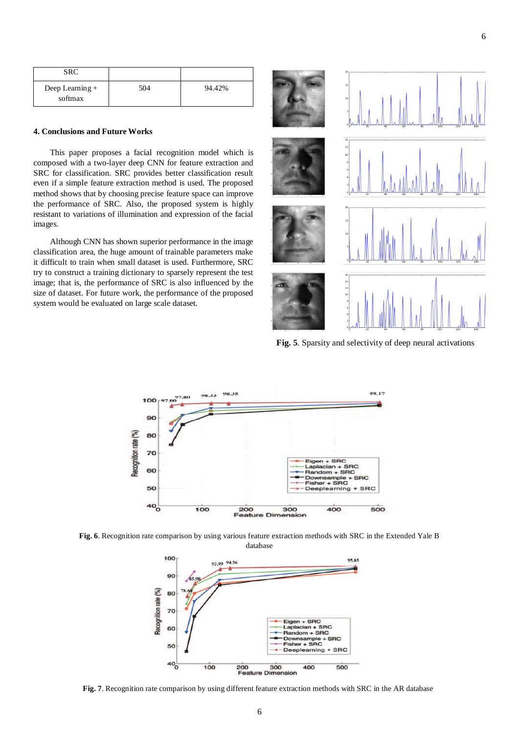| SRC | | |
|---|---|---|
| Deep Learning + softmax | 504 | 94.42% |

### 4. Conclusions and Future Works

This paper proposes a facial recognition model which is composed with a two-layer deep CNN for feature extraction and SRC for classification. SRC provides better classification result even if a simple feature extraction method is used. The proposed method shows that by choosing precise feature space can improve the performance of SRC. Also, the proposed system is highly resistant to variations of illumination and expression of the facial images.

Although CNN has shown superior performance in the image classification area, the huge amount of trainable parameters make it difficult to train when small dataset is used. Furthermore, SRC try to construct a training dictionary to sparsely represent the test image; that is, the performance of SRC is also influenced by the size of dataset. For future work, the performance of the proposed system would be evaluated on large scale dataset.

**Fig. 5**. Sparsity and selectivity of deep neural activations

**Fig. 6**. Recognition rate comparison by using various feature extraction methods with SRC in the Extended Yale B database

**Fig. 7**. Recognition rate comparison by using different feature extraction methods with SRC in the AR database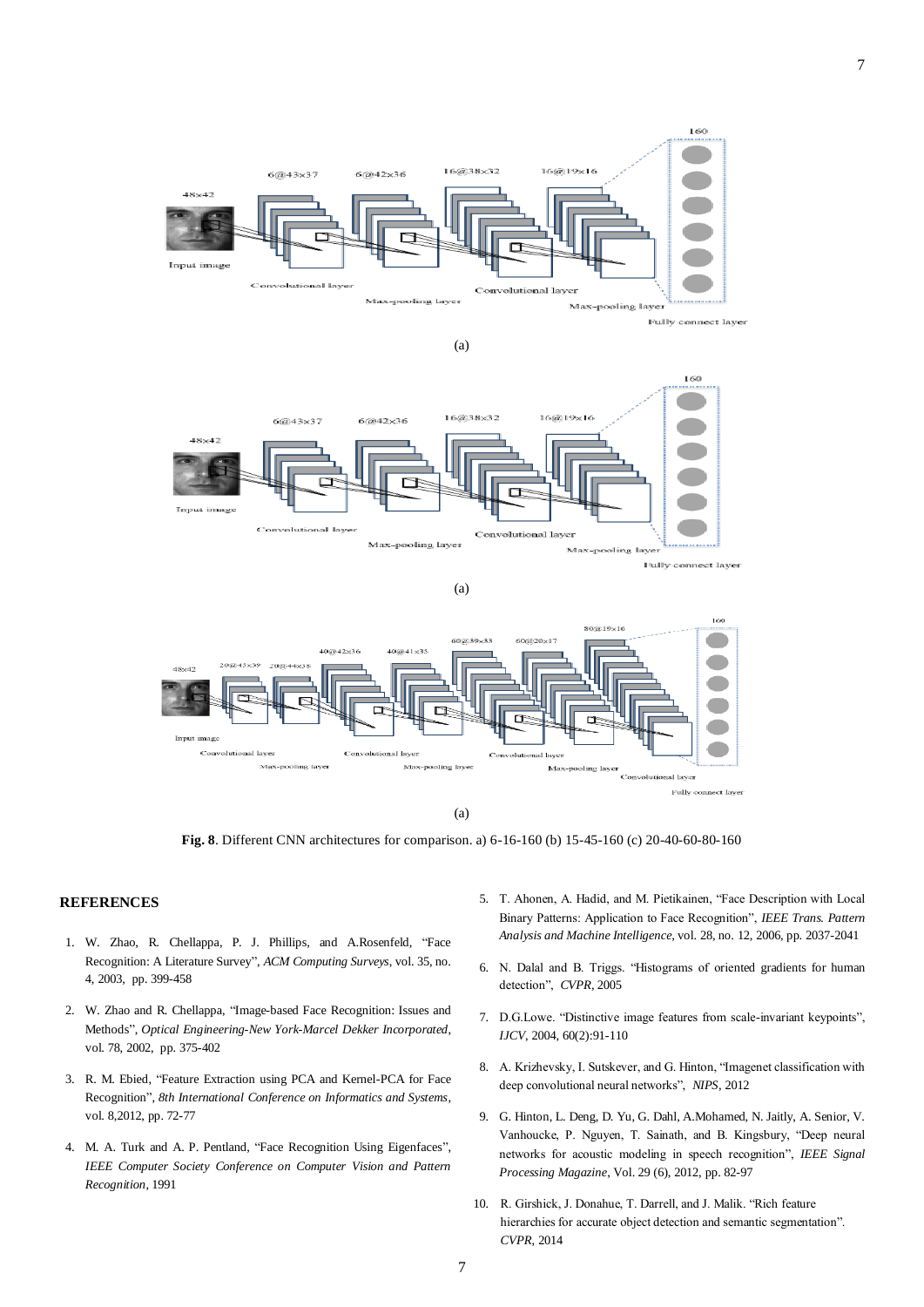(a)

(a)

(a)

**Fig. 8**. Different CNN architectures for comparison. a) 6-16-160 (b) 15-45-160 (c) 20-40-60-80-160

## REFERENCES

1. W. Zhao, R. Chellappa, P. J. Phillips, and A.Rosenfeld, "Face Recognition: A Literature Survey", *ACM Computing Surveys*, vol. 35, no. 4, 2003, pp. 399-458
2. W. Zhao and R. Chellappa, "Image-based Face Recognition: Issues and Methods", *Optical Engineering-New York-Marcel Dekker Incorporated*, vol. 78, 2002, pp. 375-402
3. R. M. Ebied, "Feature Extraction using PCA and Kernel-PCA for Face Recognition", *8th International Conference on Informatics and Systems*, vol. 8,2012, pp. 72-77
4. M. A. Turk and A. P. Pentland, "Face Recognition Using Eigenfaces", *IEEE Computer Society Conference on Computer Vision and Pattern Recognition*, 1991
5. T. Ahonen, A. Hadid, and M. Pietikainen, "Face Description with Local Binary Patterns: Application to Face Recognition", *IEEE Trans. Pattern Analysis and Machine Intelligence*, vol. 28, no. 12, 2006, pp. 2037-2041
6. N. Dalal and B. Triggs. "Histograms of oriented gradients for human detection", *CVPR*, 2005
7. D.G.Lowe. "Distinctive image features from scale-invariant keypoints", *IJCV*, 2004, 60(2):91-110
8. A. Krizhevsky, I. Sutskever, and G. Hinton, "Imagenet classification with deep convolutional neural networks", *NIPS*, 2012
9. G. Hinton, L. Deng, D. Yu, G. Dahl, A.Mohamed, N. Jaitly, A. Senior, V. Vanhoucke, P. Nguyen, T. Sainath, and B. Kingsbury, "Deep neural networks for acoustic modeling in speech recognition", *IEEE Signal Processing Magazine*, Vol. 29 (6), 2012, pp. 82-97
10. R. Girshick, J. Donahue, T. Darrell, and J. Malik. "Rich feature hierarchies for accurate object detection and semantic segmentation". *CVPR*, 2014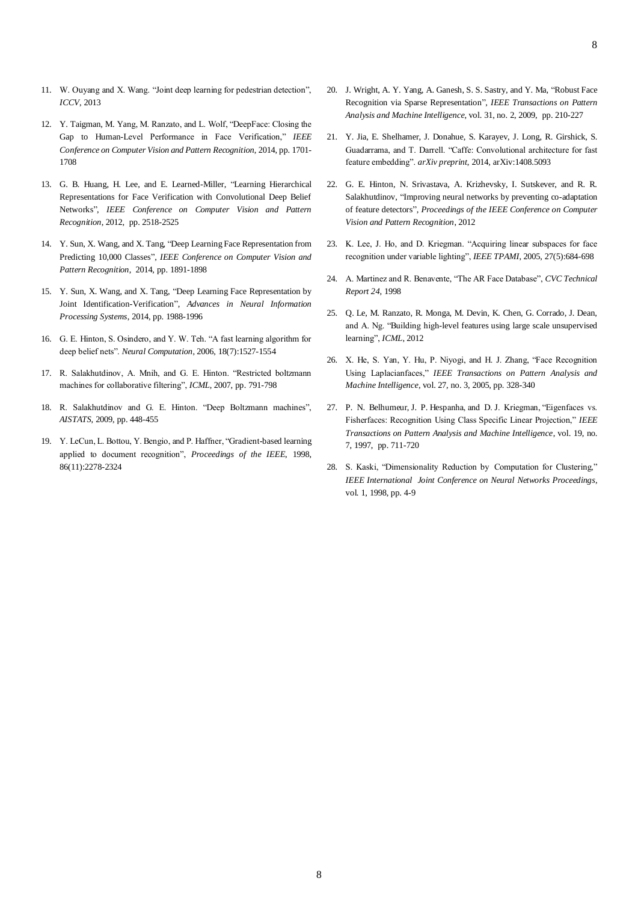11. W. Ouyang and X. Wang. "Joint deep learning for pedestrian detection", *ICCV*, 2013

12. Y. Taigman, M. Yang, M. Ranzato, and L. Wolf, "DeepFace: Closing the Gap to Human-Level Performance in Face Verification," *IEEE Conference on Computer Vision and Pattern Recognition*, 2014, pp. 1701-1708

13. G. B. Huang, H. Lee, and E. Learned-Miller, "Learning Hierarchical Representations for Face Verification with Convolutional Deep Belief Networks", *IEEE Conference on Computer Vision and Pattern Recognition*, 2012, pp. 2518-2525

14. Y. Sun, X. Wang, and X. Tang, "Deep Learning Face Representation from Predicting 10,000 Classes", *IEEE Conference on Computer Vision and Pattern Recognition*, 2014, pp. 1891-1898

15. Y. Sun, X. Wang, and X. Tang, "Deep Learning Face Representation by Joint Identification-Verification", *Advances in Neural Information Processing Systems*, 2014, pp. 1988-1996

16. G. E. Hinton, S. Osindero, and Y. W. Teh. "A fast learning algorithm for deep belief nets". *Neural Computation*, 2006, 18(7):1527-1554

17. R. Salakhutdinov, A. Mnih, and G. E. Hinton. "Restricted boltzmann machines for collaborative filtering", *ICML*, 2007, pp. 791-798

18. R. Salakhutdinov and G. E. Hinton. "Deep Boltzmann machines", *AISTATS*, 2009, pp. 448-455

19. Y. LeCun, L. Bottou, Y. Bengio, and P. Haffner, "Gradient-based learning applied to document recognition", *Proceedings of the IEEE*, 1998, 86(11):2278-2324

20. J. Wright, A. Y. Yang, A. Ganesh, S. S. Sastry, and Y. Ma, "Robust Face Recognition via Sparse Representation", *IEEE Transactions on Pattern Analysis and Machine Intelligence*, vol. 31, no. 2, 2009, pp. 210-227

21. Y. Jia, E. Shelhamer, J. Donahue, S. Karayev, J. Long, R. Girshick, S. Guadarrama, and T. Darrell. "Caffe: Convolutional architecture for fast feature embedding". *arXiv preprint*, 2014, arXiv:1408.5093

22. G. E. Hinton, N. Srivastava, A. Krizhevsky, I. Sutskever, and R. R. Salakhutdinov, "Improving neural networks by preventing co-adaptation of feature detectors", *Proceedings of the IEEE Conference on Computer Vision and Pattern Recognition*, 2012

23. K. Lee, J. Ho, and D. Kriegman. "Acquiring linear subspaces for face recognition under variable lighting", *IEEE TPAMI*, 2005, 27(5):684-698

24. A. Martinez and R. Benavente, "The AR Face Database", *CVC Technical Report 24*, 1998

25. Q. Le, M. Ranzato, R. Monga, M. Devin, K. Chen, G. Corrado, J. Dean, and A. Ng. "Building high-level features using large scale unsupervised learning", *ICML*, 2012

26. X. He, S. Yan, Y. Hu, P. Niyogi, and H. J. Zhang, "Face Recognition Using Laplacianfaces," *IEEE Transactions on Pattern Analysis and Machine Intelligence*, vol. 27, no. 3, 2005, pp. 328-340

27. P. N. Belhumeur, J. P. Hespanha, and D. J. Kriegman, "Eigenfaces vs. Fisherfaces: Recognition Using Class Specific Linear Projection," *IEEE Transactions on Pattern Analysis and Machine Intelligence*, vol. 19, no. 7, 1997, pp. 711-720

28. S. Kaski, "Dimensionality Reduction by Computation for Clustering," *IEEE International Joint Conference on Neural Networks Proceedings*, vol. 1, 1998, pp. 4-9